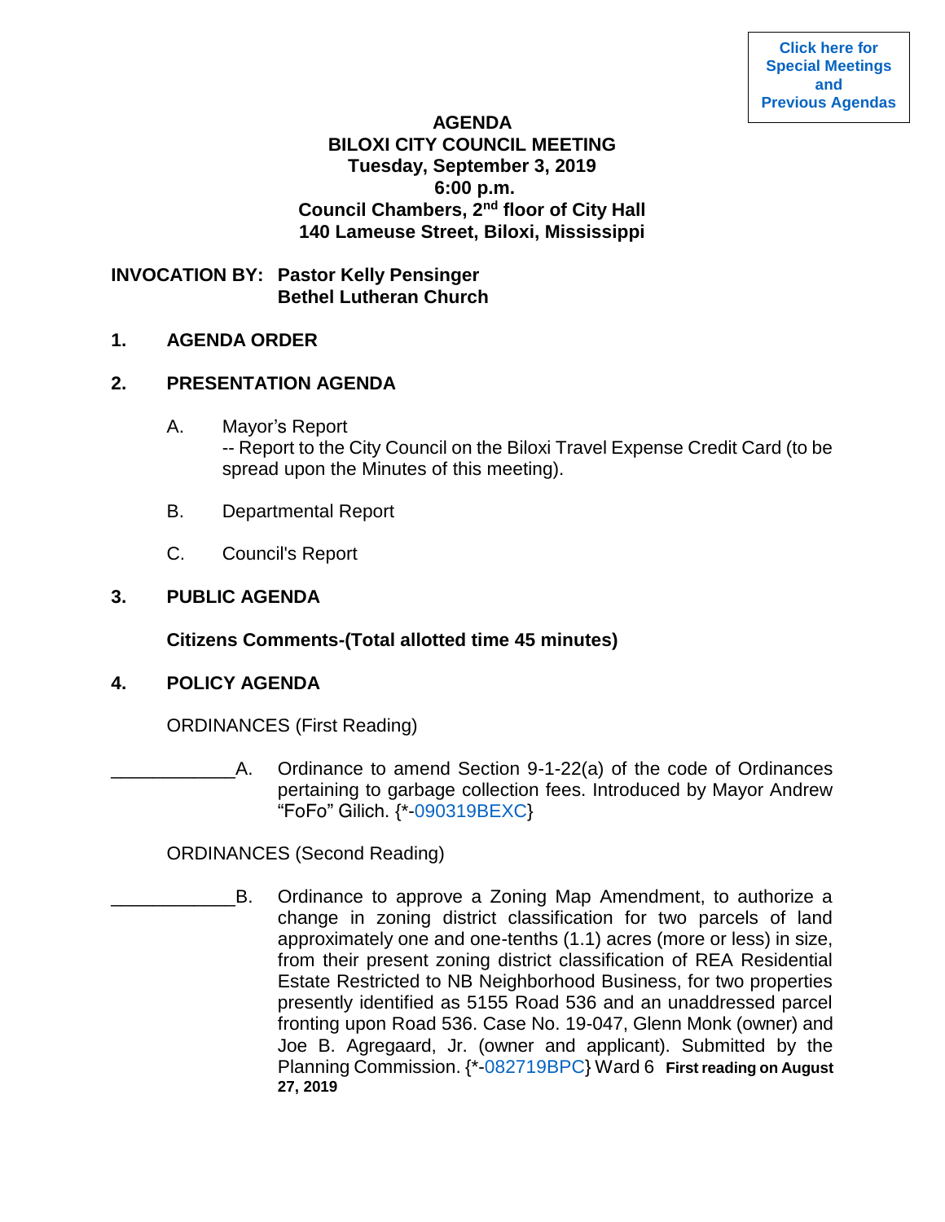Click here for Special Meetings and Previous Agendas

**AGENDA**
**BILOXI CITY COUNCIL MEETING**
**Tuesday, September 3, 2019**
**6:00 p.m.**
**Council Chambers, 2nd floor of City Hall**
**140 Lameuse Street, Biloxi, Mississippi**

**INVOCATION BY: Pastor Kelly Pensinger**
**Bethel Lutheran Church**

**1. AGENDA ORDER**

**2. PRESENTATION AGENDA**

A. Mayor's Report
-- Report to the City Council on the Biloxi Travel Expense Credit Card (to be spread upon the Minutes of this meeting).

B. Departmental Report

C. Council's Report

**3. PUBLIC AGENDA**

**Citizens Comments-(Total allotted time 45 minutes)**

**4. POLICY AGENDA**

ORDINANCES (First Reading)

____________A. Ordinance to amend Section 9-1-22(a) of the code of Ordinances pertaining to garbage collection fees. Introduced by Mayor Andrew "FoFo" Gilich. {*-090319BEXC}

ORDINANCES (Second Reading)

____________B. Ordinance to approve a Zoning Map Amendment, to authorize a change in zoning district classification for two parcels of land approximately one and one-tenths (1.1) acres (more or less) in size, from their present zoning district classification of REA Residential Estate Restricted to NB Neighborhood Business, for two properties presently identified as 5155 Road 536 and an unaddressed parcel fronting upon Road 536. Case No. 19-047, Glenn Monk (owner) and Joe B. Agregaard, Jr. (owner and applicant). Submitted by the Planning Commission. {*-082719BPC} Ward 6 **First reading on August 27, 2019**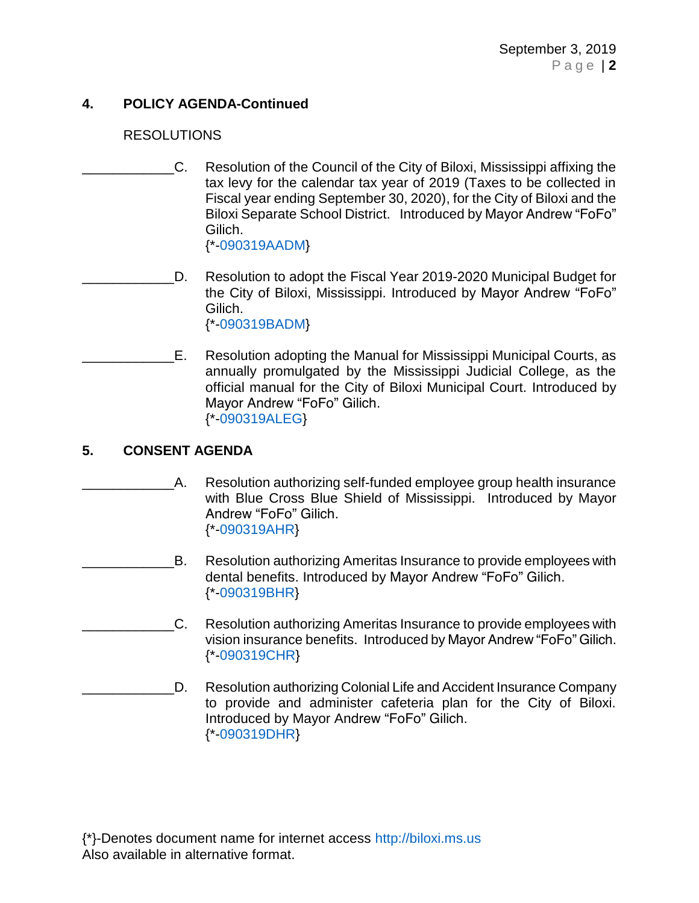## 4. POLICY AGENDA-Continued

RESOLUTIONS

____________C. Resolution of the Council of the City of Biloxi, Mississippi affixing the tax levy for the calendar tax year of 2019 (Taxes to be collected in Fiscal year ending September 30, 2020), for the City of Biloxi and the Biloxi Separate School District. Introduced by Mayor Andrew "FoFo" Gilich.
{*-090319AADM}

____________D. Resolution to adopt the Fiscal Year 2019-2020 Municipal Budget for the City of Biloxi, Mississippi. Introduced by Mayor Andrew "FoFo" Gilich.
{*-090319BADM}

____________E. Resolution adopting the Manual for Mississippi Municipal Courts, as annually promulgated by the Mississippi Judicial College, as the official manual for the City of Biloxi Municipal Court. Introduced by Mayor Andrew "FoFo" Gilich.
{*-090319ALEG}

## 5. CONSENT AGENDA

____________A. Resolution authorizing self-funded employee group health insurance with Blue Cross Blue Shield of Mississippi. Introduced by Mayor Andrew "FoFo" Gilich.
{*-090319AHR}

____________B. Resolution authorizing Ameritas Insurance to provide employees with dental benefits. Introduced by Mayor Andrew "FoFo" Gilich.
{*-090319BHR}

____________C. Resolution authorizing Ameritas Insurance to provide employees with vision insurance benefits. Introduced by Mayor Andrew "FoFo" Gilich.
{*-090319CHR}

____________D. Resolution authorizing Colonial Life and Accident Insurance Company to provide and administer cafeteria plan for the City of Biloxi. Introduced by Mayor Andrew "FoFo" Gilich.
{*-090319DHR}

{*}-Denotes document name for internet access http://biloxi.ms.us
Also available in alternative format.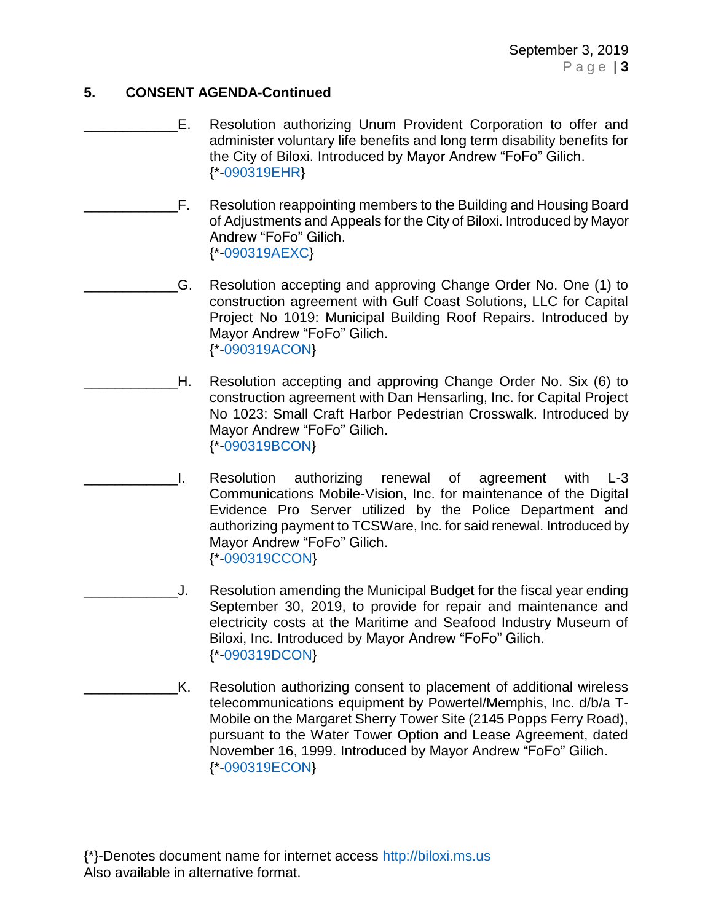## 5. CONSENT AGENDA-Continued

____________E. Resolution authorizing Unum Provident Corporation to offer and administer voluntary life benefits and long term disability benefits for the City of Biloxi. Introduced by Mayor Andrew "FoFo" Gilich. {*-090319EHR}

____________F. Resolution reappointing members to the Building and Housing Board of Adjustments and Appeals for the City of Biloxi. Introduced by Mayor Andrew "FoFo" Gilich. {*-090319AEXC}

____________G. Resolution accepting and approving Change Order No. One (1) to construction agreement with Gulf Coast Solutions, LLC for Capital Project No 1019: Municipal Building Roof Repairs. Introduced by Mayor Andrew "FoFo" Gilich. {*-090319ACON}

____________H. Resolution accepting and approving Change Order No. Six (6) to construction agreement with Dan Hensarling, Inc. for Capital Project No 1023: Small Craft Harbor Pedestrian Crosswalk. Introduced by Mayor Andrew "FoFo" Gilich. {*-090319BCON}

____________I. Resolution authorizing renewal of agreement with L-3 Communications Mobile-Vision, Inc. for maintenance of the Digital Evidence Pro Server utilized by the Police Department and authorizing payment to TCSWare, Inc. for said renewal. Introduced by Mayor Andrew "FoFo" Gilich. {*-090319CCON}

____________J. Resolution amending the Municipal Budget for the fiscal year ending September 30, 2019, to provide for repair and maintenance and electricity costs at the Maritime and Seafood Industry Museum of Biloxi, Inc. Introduced by Mayor Andrew "FoFo" Gilich. {*-090319DCON}

____________K. Resolution authorizing consent to placement of additional wireless telecommunications equipment by Powertel/Memphis, Inc. d/b/a T-Mobile on the Margaret Sherry Tower Site (2145 Popps Ferry Road), pursuant to the Water Tower Option and Lease Agreement, dated November 16, 1999. Introduced by Mayor Andrew "FoFo" Gilich. {*-090319ECON}

{*}-Denotes document name for internet access http://biloxi.ms.us
Also available in alternative format.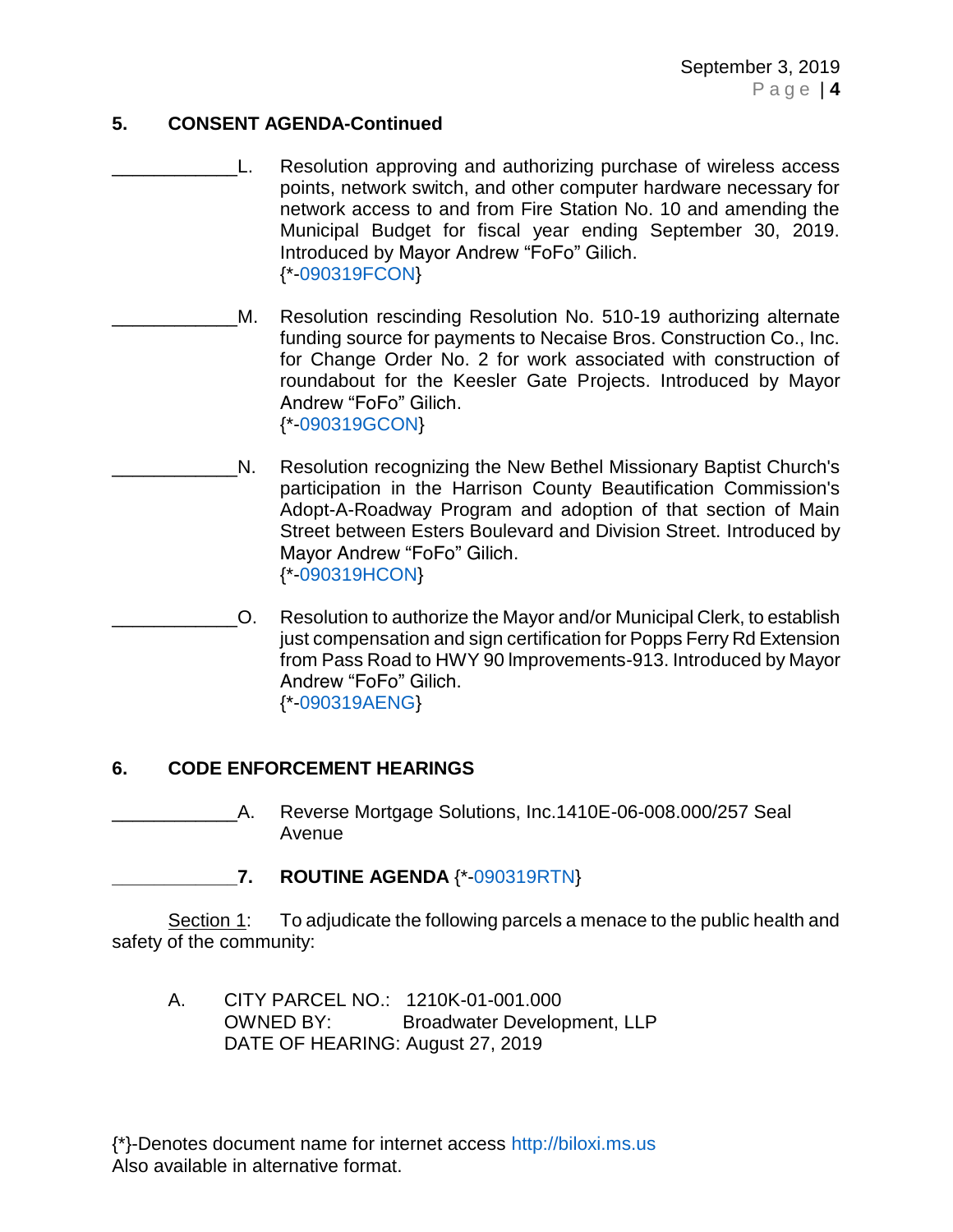## 5. CONSENT AGENDA-Continued

____________L. Resolution approving and authorizing purchase of wireless access points, network switch, and other computer hardware necessary for network access to and from Fire Station No. 10 and amending the Municipal Budget for fiscal year ending September 30, 2019. Introduced by Mayor Andrew "FoFo" Gilich.
{*-090319FCON}

____________M. Resolution rescinding Resolution No. 510-19 authorizing alternate funding source for payments to Necaise Bros. Construction Co., Inc. for Change Order No. 2 for work associated with construction of roundabout for the Keesler Gate Projects. Introduced by Mayor Andrew "FoFo" Gilich.
{*-090319GCON}

____________N. Resolution recognizing the New Bethel Missionary Baptist Church's participation in the Harrison County Beautification Commission's Adopt-A-Roadway Program and adoption of that section of Main Street between Esters Boulevard and Division Street. Introduced by Mayor Andrew "FoFo" Gilich.
{*-090319HCON}

____________O. Resolution to authorize the Mayor and/or Municipal Clerk, to establish just compensation and sign certification for Popps Ferry Rd Extension from Pass Road to HWY 90 Improvements-913. Introduced by Mayor Andrew "FoFo" Gilich.
{*-090319AENG}

## 6. CODE ENFORCEMENT HEARINGS

____________A. Reverse Mortgage Solutions, Inc.1410E-06-008.000/257 Seal Avenue

____________**7. ROUTINE AGENDA** {*-090319RTN}

<u>Section 1</u>: To adjudicate the following parcels a menace to the public health and safety of the community:

A. CITY PARCEL NO.: 1210K-01-001.000
OWNED BY: Broadwater Development, LLP
DATE OF HEARING: August 27, 2019

{*}-Denotes document name for internet access http://biloxi.ms.us
Also available in alternative format.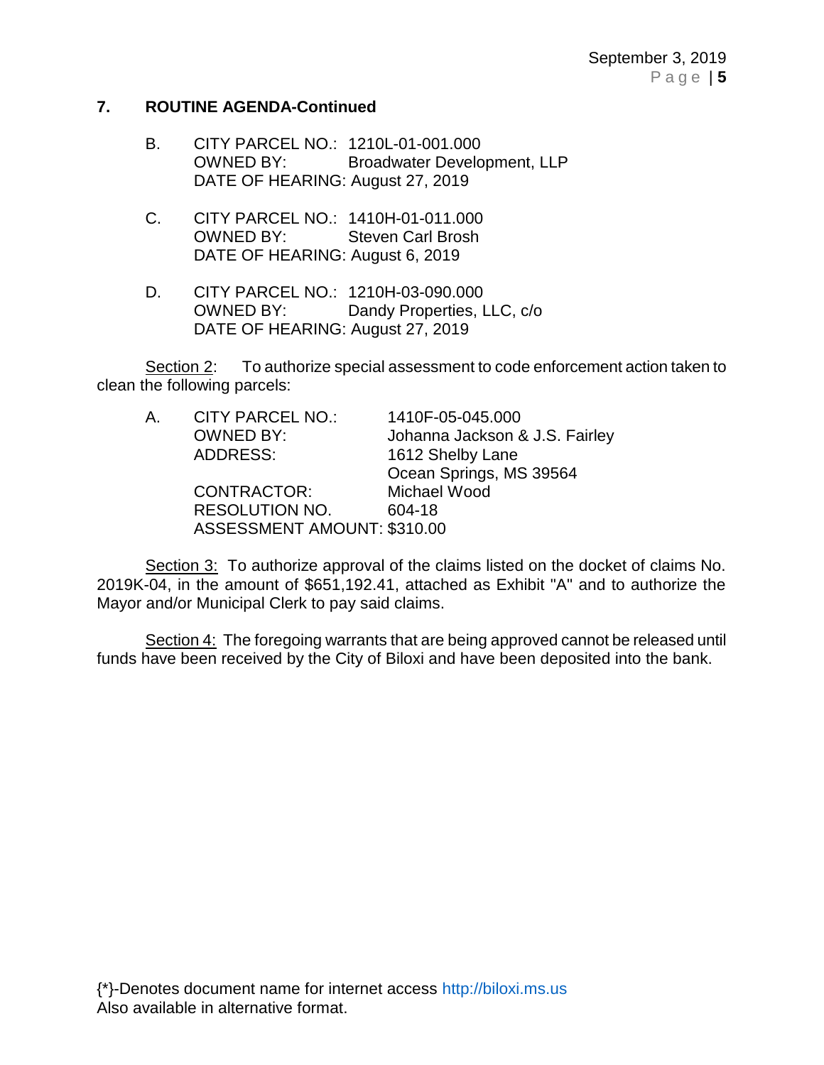**7. ROUTINE AGENDA-Continued**

B. CITY PARCEL NO.: 1210L-01-001.000
OWNED BY: Broadwater Development, LLP
DATE OF HEARING: August 27, 2019

C. CITY PARCEL NO.: 1410H-01-011.000
OWNED BY: Steven Carl Brosh
DATE OF HEARING: August 6, 2019

D. CITY PARCEL NO.: 1210H-03-090.000
OWNED BY: Dandy Properties, LLC, c/o
DATE OF HEARING: August 27, 2019

Section 2: To authorize special assessment to code enforcement action taken to clean the following parcels:

A. CITY PARCEL NO.: 1410F-05-045.000
OWNED BY: Johanna Jackson & J.S. Fairley
ADDRESS: 1612 Shelby Lane
Ocean Springs, MS 39564
CONTRACTOR: Michael Wood
RESOLUTION NO. 604-18
ASSESSMENT AMOUNT: $310.00

Section 3: To authorize approval of the claims listed on the docket of claims No. 2019K-04, in the amount of $651,192.41, attached as Exhibit "A" and to authorize the Mayor and/or Municipal Clerk to pay said claims.

Section 4: The foregoing warrants that are being approved cannot be released until funds have been received by the City of Biloxi and have been deposited into the bank.

{*}-Denotes document name for internet access http://biloxi.ms.us
Also available in alternative format.